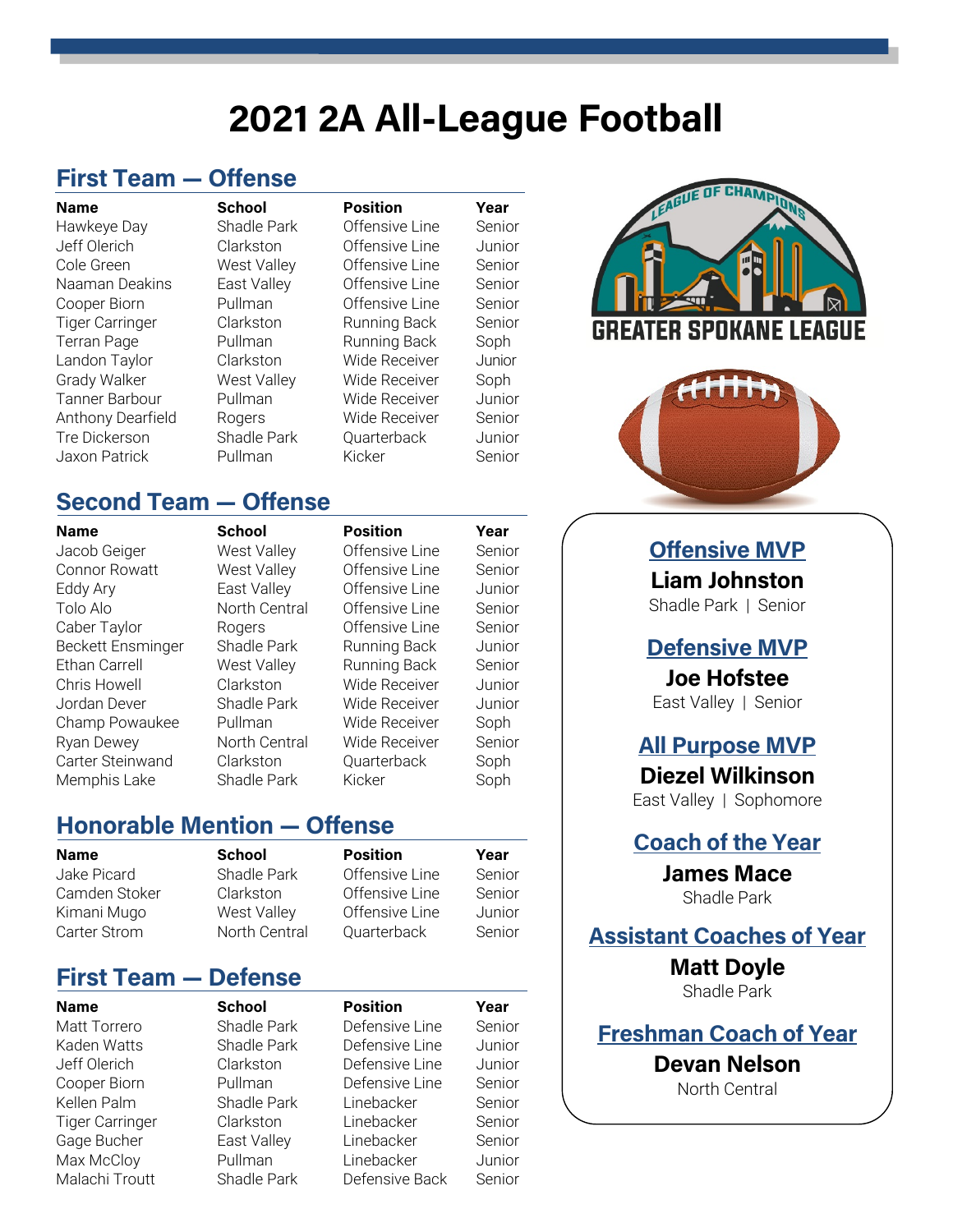# 2021 2A All-League Football

## First Team — Offense

| Name | School | Position | Year |
|---|---|---|---|
| Hawkeye Day | Shadle Park | Offensive Line | Senior |
| Jeff Olerich | Clarkston | Offensive Line | Junior |
| Cole Green | West Valley | Offensive Line | Senior |
| Naaman Deakins | East Valley | Offensive Line | Senior |
| Cooper Biorn | Pullman | Offensive Line | Senior |
| Tiger Carringer | Clarkston | Running Back | Senior |
| Terran Page | Pullman | Running Back | Soph |
| Landon Taylor | Clarkston | Wide Receiver | Junior |
| Grady Walker | West Valley | Wide Receiver | Soph |
| Tanner Barbour | Pullman | Wide Receiver | Junior |
| Anthony Dearfield | Rogers | Wide Receiver | Senior |
| Tre Dickerson | Shadle Park | Quarterback | Junior |
| Jaxon Patrick | Pullman | Kicker | Senior |

## Second Team — Offense

| Name | School | Position | Year |
|---|---|---|---|
| Jacob Geiger | West Valley | Offensive Line | Senior |
| Connor Rowatt | West Valley | Offensive Line | Senior |
| Eddy Ary | East Valley | Offensive Line | Junior |
| Tolo Alo | North Central | Offensive Line | Senior |
| Caber Taylor | Rogers | Offensive Line | Senior |
| Beckett Ensminger | Shadle Park | Running Back | Junior |
| Ethan Carrell | West Valley | Running Back | Senior |
| Chris Howell | Clarkston | Wide Receiver | Junior |
| Jordan Dever | Shadle Park | Wide Receiver | Junior |
| Champ Powaukee | Pullman | Wide Receiver | Soph |
| Ryan Dewey | North Central | Wide Receiver | Senior |
| Carter Steinwand | Clarkston | Quarterback | Soph |
| Memphis Lake | Shadle Park | Kicker | Soph |

## Honorable Mention — Offense

| Name | School | Position | Year |
|---|---|---|---|
| Jake Picard | Shadle Park | Offensive Line | Senior |
| Camden Stoker | Clarkston | Offensive Line | Senior |
| Kimani Mugo | West Valley | Offensive Line | Junior |
| Carter Strom | North Central | Quarterback | Senior |

## First Team — Defense

| Name | School | Position | Year |
|---|---|---|---|
| Matt Torrero | Shadle Park | Defensive Line | Senior |
| Kaden Watts | Shadle Park | Defensive Line | Junior |
| Jeff Olerich | Clarkston | Defensive Line | Junior |
| Cooper Biorn | Pullman | Defensive Line | Senior |
| Kellen Palm | Shadle Park | Linebacker | Senior |
| Tiger Carringer | Clarkston | Linebacker | Senior |
| Gage Bucher | East Valley | Linebacker | Senior |
| Max McCloy | Pullman | Linebacker | Junior |
| Malachi Troutt | Shadle Park | Defensive Back | Senior |

LEAGUE OF CHAMPIONS

GREATER SPOKANE LEAGUE

### Offensive MVP

**Liam Johnston**

Shadle Park | Senior

### Defensive MVP

**Joe Hofstee**

East Valley | Senior

### All Purpose MVP

**Diezel Wilkinson**

East Valley | Sophomore

### Coach of the Year

**James Mace**

Shadle Park

### Assistant Coaches of Year

**Matt Doyle**

Shadle Park

### Freshman Coach of Year

**Devan Nelson**

North Central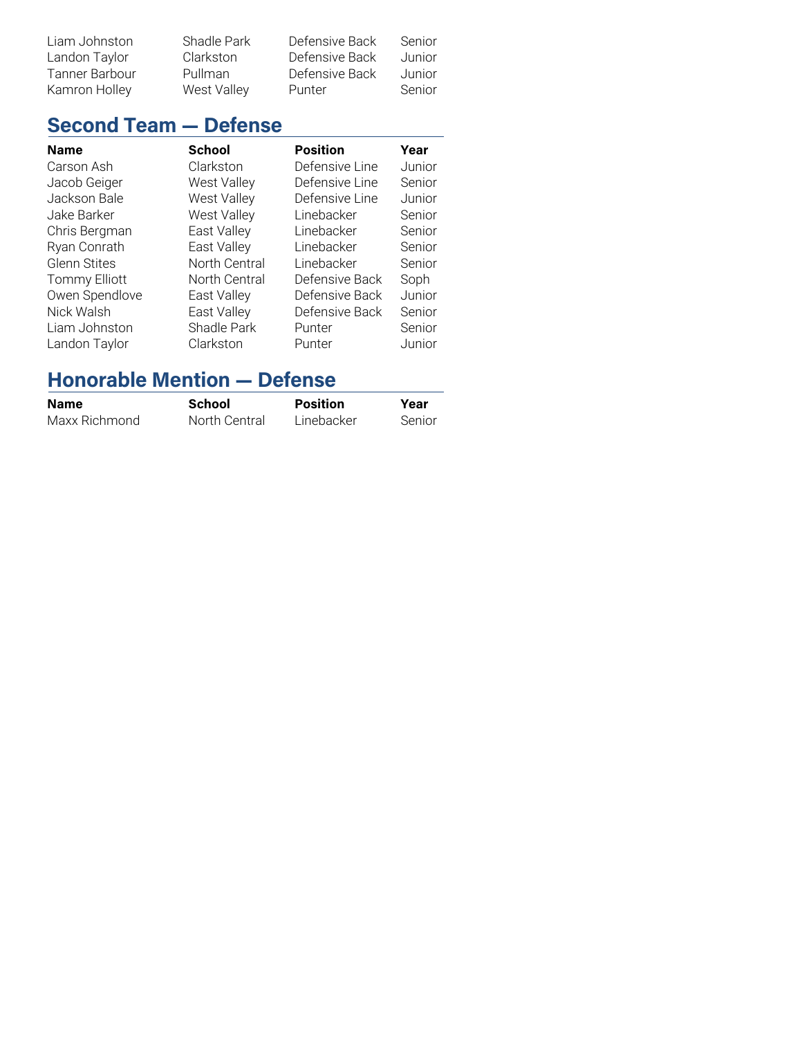| | | | |
|---|---|---|---|
| Liam Johnston | Shadle Park | Defensive Back | Senior |
| Landon Taylor | Clarkston | Defensive Back | Junior |
| Tanner Barbour | Pullman | Defensive Back | Junior |
| Kamron Holley | West Valley | Punter | Senior |

## Second Team — Defense

| Name | School | Position | Year |
|---|---|---|---|
| Carson Ash | Clarkston | Defensive Line | Junior |
| Jacob Geiger | West Valley | Defensive Line | Senior |
| Jackson Bale | West Valley | Defensive Line | Junior |
| Jake Barker | West Valley | Linebacker | Senior |
| Chris Bergman | East Valley | Linebacker | Senior |
| Ryan Conrath | East Valley | Linebacker | Senior |
| Glenn Stites | North Central | Linebacker | Senior |
| Tommy Elliott | North Central | Defensive Back | Soph |
| Owen Spendlove | East Valley | Defensive Back | Junior |
| Nick Walsh | East Valley | Defensive Back | Senior |
| Liam Johnston | Shadle Park | Punter | Senior |
| Landon Taylor | Clarkston | Punter | Junior |

## Honorable Mention — Defense

| Name | School | Position | Year |
|---|---|---|---|
| Maxx Richmond | North Central | Linebacker | Senior |